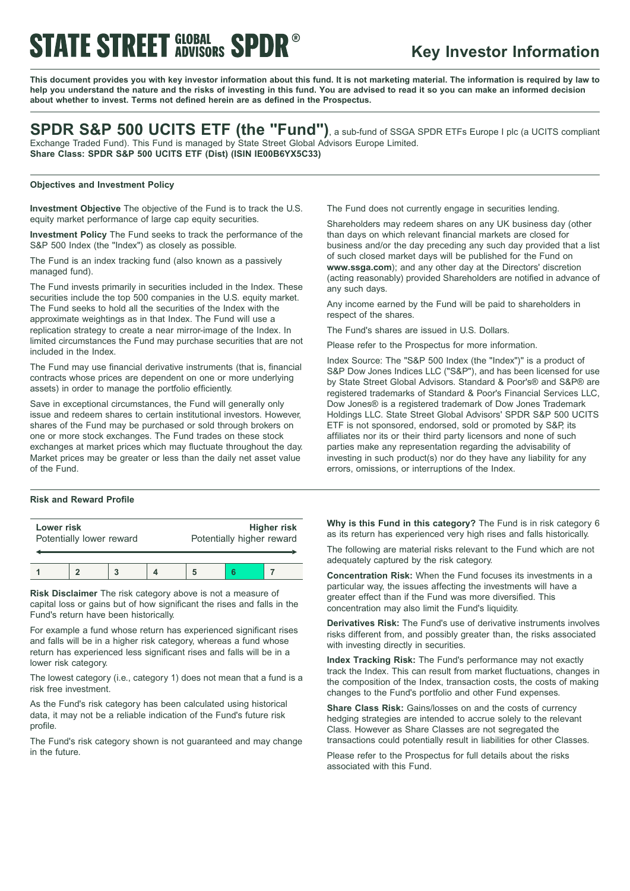# STATE STREET GLOBAL ADVISORS SPDR®

## Key Investor Information

**This document provides you with key investor information about this fund. It is not marketing material. The information is required by law to help you understand the nature and the risks of investing in this fund. You are advised to read it so you can make an informed decision about whether to invest. Terms not defined herein are as defined in the Prospectus.**

# SPDR S&P 500 UCITS ETF (the "Fund"), a sub-fund of SSGA SPDR ETFs Europe I plc (a UCITS compliant Exchange Traded Fund). This Fund is managed by State Street Global Advisors Europe Limited.

**Share Class: SPDR S&P 500 UCITS ETF (Dist) (ISIN IE00B6YX5C33)**

### Objectives and Investment Policy

**Investment Objective** The objective of the Fund is to track the U.S. equity market performance of large cap equity securities.

**Investment Policy** The Fund seeks to track the performance of the S&P 500 Index (the "Index") as closely as possible.

The Fund is an index tracking fund (also known as a passively managed fund).

The Fund invests primarily in securities included in the Index. These securities include the top 500 companies in the U.S. equity market. The Fund seeks to hold all the securities of the Index with the approximate weightings as in that Index. The Fund will use a replication strategy to create a near mirror-image of the Index. In limited circumstances the Fund may purchase securities that are not included in the Index.

The Fund may use financial derivative instruments (that is, financial contracts whose prices are dependent on one or more underlying assets) in order to manage the portfolio efficiently.

Save in exceptional circumstances, the Fund will generally only issue and redeem shares to certain institutional investors. However, shares of the Fund may be purchased or sold through brokers on one or more stock exchanges. The Fund trades on these stock exchanges at market prices which may fluctuate throughout the day. Market prices may be greater or less than the daily net asset value of the Fund.

The Fund does not currently engage in securities lending.

Shareholders may redeem shares on any UK business day (other than days on which relevant financial markets are closed for business and/or the day preceding any such day provided that a list of such closed market days will be published for the Fund on **www.ssga.com**); and any other day at the Directors' discretion (acting reasonably) provided Shareholders are notified in advance of any such days.

Any income earned by the Fund will be paid to shareholders in respect of the shares.

The Fund's shares are issued in U.S. Dollars.

Please refer to the Prospectus for more information.

Index Source: The "S&P 500 Index (the "Index")" is a product of S&P Dow Jones Indices LLC ("S&P"), and has been licensed for use by State Street Global Advisors. Standard & Poor's® and S&P® are registered trademarks of Standard & Poor's Financial Services LLC, Dow Jones® is a registered trademark of Dow Jones Trademark Holdings LLC. State Street Global Advisors' SPDR S&P 500 UCITS ETF is not sponsored, endorsed, sold or promoted by S&P, its affiliates nor its or their third party licensors and none of such parties make any representation regarding the advisability of investing in such product(s) nor do they have any liability for any errors, omissions, or interruptions of the Index.

### Risk and Reward Profile

| **Lower risk** Potentially lower reward | | | | | | **Higher risk** Potentially higher reward |
|---|---|---|---|---|---|---|
| 1 | 2 | 3 | 4 | 5 | **6** | 7 |

**Risk Disclaimer** The risk category above is not a measure of capital loss or gains but of how significant the rises and falls in the Fund's return have been historically.

For example a fund whose return has experienced significant rises and falls will be in a higher risk category, whereas a fund whose return has experienced less significant rises and falls will be in a lower risk category.

The lowest category (i.e., category 1) does not mean that a fund is a risk free investment.

As the Fund's risk category has been calculated using historical data, it may not be a reliable indication of the Fund's future risk profile.

The Fund's risk category shown is not guaranteed and may change in the future.

**Why is this Fund in this category?** The Fund is in risk category 6 as its return has experienced very high rises and falls historically.

The following are material risks relevant to the Fund which are not adequately captured by the risk category.

**Concentration Risk:** When the Fund focuses its investments in a particular way, the issues affecting the investments will have a greater effect than if the Fund was more diversified. This concentration may also limit the Fund's liquidity.

**Derivatives Risk:** The Fund's use of derivative instruments involves risks different from, and possibly greater than, the risks associated with investing directly in securities.

**Index Tracking Risk:** The Fund's performance may not exactly track the Index. This can result from market fluctuations, changes in the composition of the Index, transaction costs, the costs of making changes to the Fund's portfolio and other Fund expenses.

**Share Class Risk:** Gains/losses on and the costs of currency hedging strategies are intended to accrue solely to the relevant Class. However as Share Classes are not segregated the transactions could potentially result in liabilities for other Classes.

Please refer to the Prospectus for full details about the risks associated with this Fund.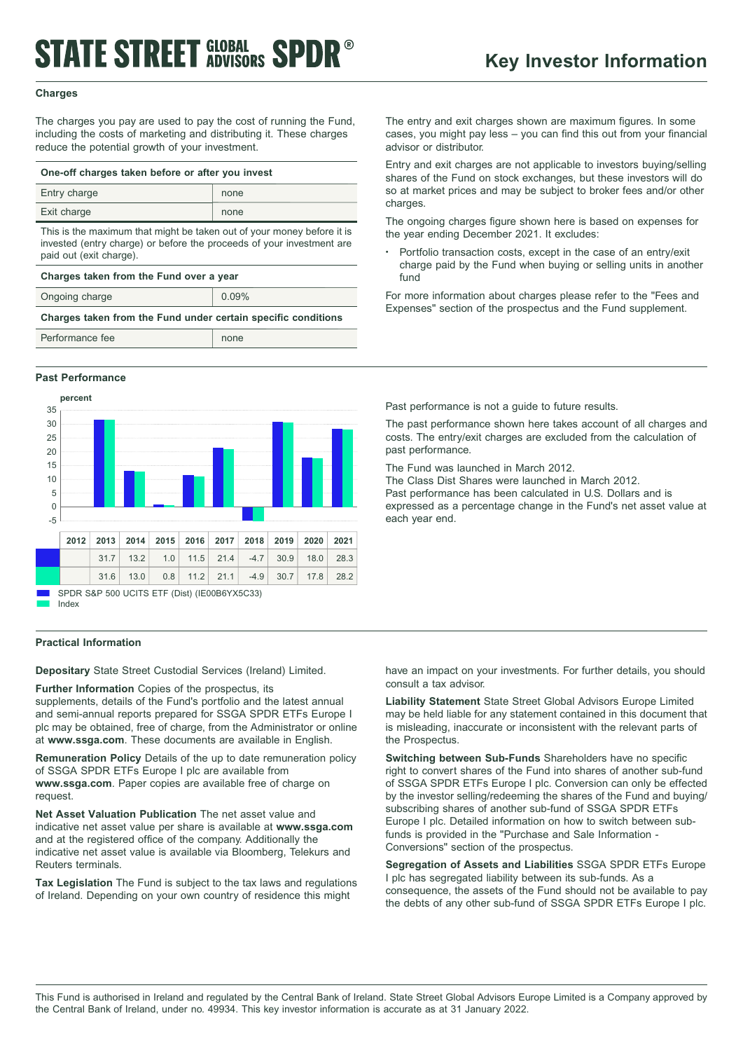## Charges

The charges you pay are used to pay the cost of running the Fund, including the costs of marketing and distributing it. These charges reduce the potential growth of your investment.

| One-off charges taken before or after you invest | |
|---|---|
| Entry charge | none |
| Exit charge | none |

This is the maximum that might be taken out of your money before it is invested (entry charge) or before the proceeds of your investment are paid out (exit charge).

| Charges taken from the Fund over a year | |
|---|---|
| Ongoing charge | 0.09% |

| Charges taken from the Fund under certain specific conditions | |
|---|---|
| Performance fee | none |

The entry and exit charges shown are maximum figures. In some cases, you might pay less – you can find this out from your financial advisor or distributor.

Entry and exit charges are not applicable to investors buying/selling shares of the Fund on stock exchanges, but these investors will do so at market prices and may be subject to broker fees and/or other charges.

The ongoing charges figure shown here is based on expenses for the year ending December 2021. It excludes:

- Portfolio transaction costs, except in the case of an entry/exit charge paid by the Fund when buying or selling units in another fund

For more information about charges please refer to the "Fees and Expenses" section of the prospectus and the Fund supplement.

## Past Performance

percent

35
30
25
20
15
10
5
0
-5

| | 2012 | 2013 | 2014 | 2015 | 2016 | 2017 | 2018 | 2019 | 2020 | 2021 |
|---|---|---|---|---|---|---|---|---|---|---|
| | | 31.7 | 13.2 | 1.0 | 11.5 | 21.4 | -4.7 | 30.9 | 18.0 | 28.3 |
| | | 31.6 | 13.0 | 0.8 | 11.2 | 21.1 | -4.9 | 30.7 | 17.8 | 28.2 |

SPDR S&P 500 UCITS ETF (Dist) (IE00B6YX5C33)
Index

Past performance is not a guide to future results.

The past performance shown here takes account of all charges and costs. The entry/exit charges are excluded from the calculation of past performance.

The Fund was launched in March 2012.
The Class Dist Shares were launched in March 2012.
Past performance has been calculated in U.S. Dollars and is expressed as a percentage change in the Fund's net asset value at each year end.

## Practical Information

**Depositary** State Street Custodial Services (Ireland) Limited.

**Further Information** Copies of the prospectus, its supplements, details of the Fund's portfolio and the latest annual and semi-annual reports prepared for SSGA SPDR ETFs Europe I plc may be obtained, free of charge, from the Administrator or online at **www.ssga.com**. These documents are available in English.

**Remuneration Policy** Details of the up to date remuneration policy of SSGA SPDR ETFs Europe I plc are available from **www.ssga.com**. Paper copies are available free of charge on request.

**Net Asset Valuation Publication** The net asset value and indicative net asset value per share is available at **www.ssga.com** and at the registered office of the company. Additionally the indicative net asset value is available via Bloomberg, Telekurs and Reuters terminals.

**Tax Legislation** The Fund is subject to the tax laws and regulations of Ireland. Depending on your own country of residence this might have an impact on your investments. For further details, you should consult a tax advisor.

**Liability Statement** State Street Global Advisors Europe Limited may be held liable for any statement contained in this document that is misleading, inaccurate or inconsistent with the relevant parts of the Prospectus.

**Switching between Sub-Funds** Shareholders have no specific right to convert shares of the Fund into shares of another sub-fund of SSGA SPDR ETFs Europe I plc. Conversion can only be effected by the investor selling/redeeming the shares of the Fund and buying/subscribing shares of another sub-fund of SSGA SPDR ETFs Europe I plc. Detailed information on how to switch between sub-funds is provided in the "Purchase and Sale Information - Conversions" section of the prospectus.

**Segregation of Assets and Liabilities** SSGA SPDR ETFs Europe I plc has segregated liability between its sub-funds. As a consequence, the assets of the Fund should not be available to pay the debts of any other sub-fund of SSGA SPDR ETFs Europe I plc.

This Fund is authorised in Ireland and regulated by the Central Bank of Ireland. State Street Global Advisors Europe Limited is a Company approved by the Central Bank of Ireland, under no. 49934. This key investor information is accurate as at 31 January 2022.